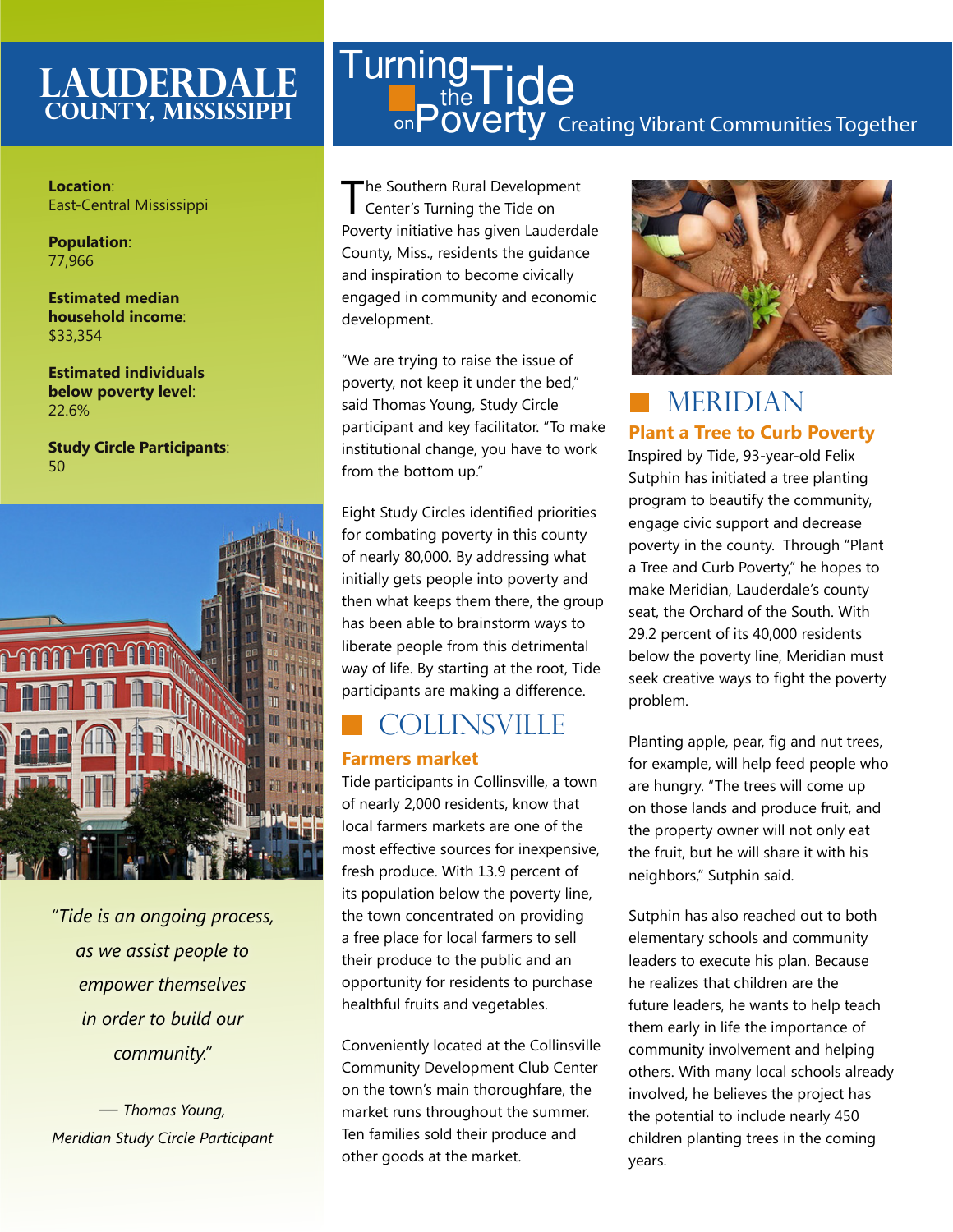# LAUDERDALE COUNTY, MISSISSIPPI

# Turning the Tide on Poverty

## Creating Vibrant Communities Together

**Location**: East-Central Mississippi

**Population**: 77,966

**Estimated median household income**: $33,354

**Estimated individuals below poverty level**: 22.6%

**Study Circle Participants**: 50

*"Tide is an ongoing process, as we assist people to empower themselves in order to build our community."*

*— Thomas Young, Meridian Study Circle Participant*

The Southern Rural Development Center's Turning the Tide on Poverty initiative has given Lauderdale County, Miss., residents the guidance and inspiration to become civically engaged in community and economic development.

"We are trying to raise the issue of poverty, not keep it under the bed," said Thomas Young, Study Circle participant and key facilitator. "To make institutional change, you have to work from the bottom up."

Eight Study Circles identified priorities for combating poverty in this county of nearly 80,000. By addressing what initially gets people into poverty and then what keeps them there, the group has been able to brainstorm ways to liberate people from this detrimental way of life. By starting at the root, Tide participants are making a difference.

## COLLINSVILLE

### Farmers market

Tide participants in Collinsville, a town of nearly 2,000 residents, know that local farmers markets are one of the most effective sources for inexpensive, fresh produce. With 13.9 percent of its population below the poverty line, the town concentrated on providing a free place for local farmers to sell their produce to the public and an opportunity for residents to purchase healthful fruits and vegetables.

Conveniently located at the Collinsville Community Development Club Center on the town's main thoroughfare, the market runs throughout the summer. Ten families sold their produce and other goods at the market.

## MERIDIAN

### Plant a Tree to Curb Poverty

Inspired by Tide, 93-year-old Felix Sutphin has initiated a tree planting program to beautify the community, engage civic support and decrease poverty in the county. Through "Plant a Tree and Curb Poverty," he hopes to make Meridian, Lauderdale's county seat, the Orchard of the South. With 29.2 percent of its 40,000 residents below the poverty line, Meridian must seek creative ways to fight the poverty problem.

Planting apple, pear, fig and nut trees, for example, will help feed people who are hungry. "The trees will come up on those lands and produce fruit, and the property owner will not only eat the fruit, but he will share it with his neighbors," Sutphin said.

Sutphin has also reached out to both elementary schools and community leaders to execute his plan. Because he realizes that children are the future leaders, he wants to help teach them early in life the importance of community involvement and helping others. With many local schools already involved, he believes the project has the potential to include nearly 450 children planting trees in the coming years.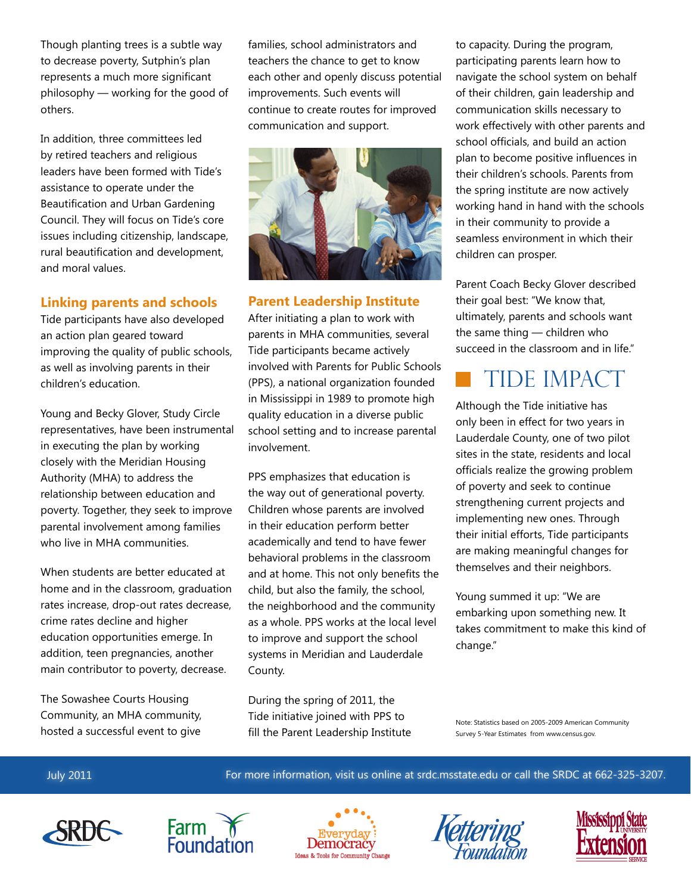Though planting trees is a subtle way to decrease poverty, Sutphin's plan represents a much more significant philosophy — working for the good of others.

In addition, three committees led by retired teachers and religious leaders have been formed with Tide's assistance to operate under the Beautification and Urban Gardening Council. They will focus on Tide's core issues including citizenship, landscape, rural beautification and development, and moral values.

### Linking parents and schools

Tide participants have also developed an action plan geared toward improving the quality of public schools, as well as involving parents in their children's education.

Young and Becky Glover, Study Circle representatives, have been instrumental in executing the plan by working closely with the Meridian Housing Authority (MHA) to address the relationship between education and poverty. Together, they seek to improve parental involvement among families who live in MHA communities.

When students are better educated at home and in the classroom, graduation rates increase, drop-out rates decrease, crime rates decline and higher education opportunities emerge. In addition, teen pregnancies, another main contributor to poverty, decrease.

The Sowashee Courts Housing Community, an MHA community, hosted a successful event to give families, school administrators and teachers the chance to get to know each other and openly discuss potential improvements. Such events will continue to create routes for improved communication and support.

### Parent Leadership Institute

After initiating a plan to work with parents in MHA communities, several Tide participants became actively involved with Parents for Public Schools (PPS), a national organization founded in Mississippi in 1989 to promote high quality education in a diverse public school setting and to increase parental involvement.

PPS emphasizes that education is the way out of generational poverty. Children whose parents are involved in their education perform better academically and tend to have fewer behavioral problems in the classroom and at home. This not only benefits the child, but also the family, the school, the neighborhood and the community as a whole. PPS works at the local level to improve and support the school systems in Meridian and Lauderdale County.

During the spring of 2011, the Tide initiative joined with PPS to fill the Parent Leadership Institute to capacity. During the program, participating parents learn how to navigate the school system on behalf of their children, gain leadership and communication skills necessary to work effectively with other parents and school officials, and build an action plan to become positive influences in their children's schools. Parents from the spring institute are now actively working hand in hand with the schools in their community to provide a seamless environment in which their children can prosper.

Parent Coach Becky Glover described their goal best: "We know that, ultimately, parents and schools want the same thing — children who succeed in the classroom and in life."

## TIDE IMPACT

Although the Tide initiative has only been in effect for two years in Lauderdale County, one of two pilot sites in the state, residents and local officials realize the growing problem of poverty and seek to continue strengthening current projects and implementing new ones. Through their initial efforts, Tide participants are making meaningful changes for themselves and their neighbors.

Young summed it up: "We are embarking upon something new. It takes commitment to make this kind of change."

Note: Statistics based on 2005-2009 American Community Survey 5-Year Estimates from www.census.gov.

July 2011

For more information, visit us online at srdc.msstate.edu or call the SRDC at 662-325-3207.